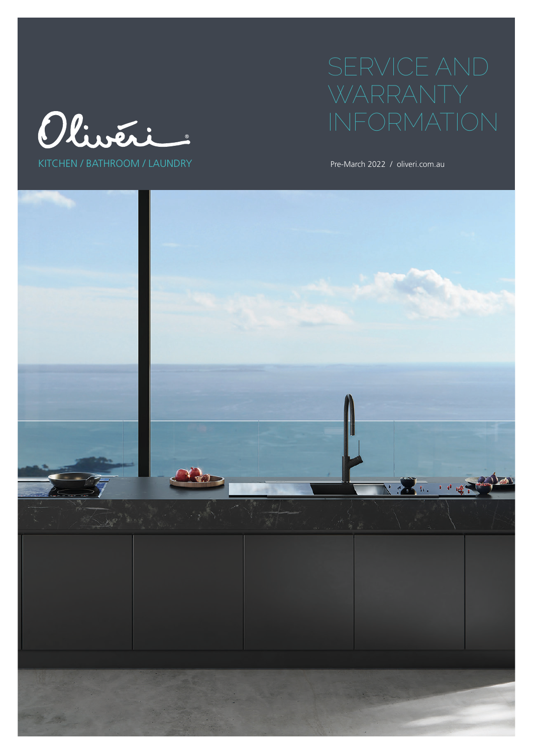Oliveri

KITCHEN / BATHROOM / LAUNDRY

# SERVICE AND WARRANTY INFORMATION

Pre-March 2022 / oliveri.com.au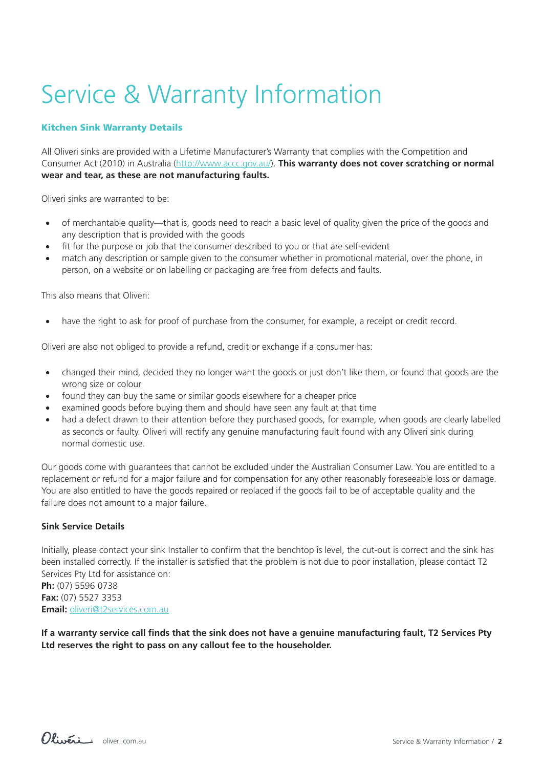# Service & Warranty Information

### Kitchen Sink Warranty Details

All Oliveri sinks are provided with a Lifetime Manufacturer's Warranty that complies with the Competition and Consumer Act (2010) in Australia (http://www.accc.gov.au/). **This warranty does not cover scratching or normal wear and tear, as these are not manufacturing faults.**

Oliveri sinks are warranted to be:

- of merchantable quality—that is, goods need to reach a basic level of quality given the price of the goods and any description that is provided with the goods
- fit for the purpose or job that the consumer described to you or that are self-evident
- match any description or sample given to the consumer whether in promotional material, over the phone, in person, on a website or on labelling or packaging are free from defects and faults.

This also means that Oliveri:

- have the right to ask for proof of purchase from the consumer, for example, a receipt or credit record.

Oliveri are also not obliged to provide a refund, credit or exchange if a consumer has:

- changed their mind, decided they no longer want the goods or just don't like them, or found that goods are the wrong size or colour
- found they can buy the same or similar goods elsewhere for a cheaper price
- examined goods before buying them and should have seen any fault at that time
- had a defect drawn to their attention before they purchased goods, for example, when goods are clearly labelled as seconds or faulty. Oliveri will rectify any genuine manufacturing fault found with any Oliveri sink during normal domestic use.

Our goods come with guarantees that cannot be excluded under the Australian Consumer Law. You are entitled to a replacement or refund for a major failure and for compensation for any other reasonably foreseeable loss or damage. You are also entitled to have the goods repaired or replaced if the goods fail to be of acceptable quality and the failure does not amount to a major failure.

#### Sink Service Details

Initially, please contact your sink Installer to confirm that the benchtop is level, the cut-out is correct and the sink has been installed correctly. If the installer is satisfied that the problem is not due to poor installation, please contact T2 Services Pty Ltd for assistance on:
**Ph:** (07) 5596 0738
**Fax:** (07) 5527 3353
**Email:** oliveri@t2services.com.au

**If a warranty service call finds that the sink does not have a genuine manufacturing fault, T2 Services Pty Ltd reserves the right to pass on any callout fee to the householder.**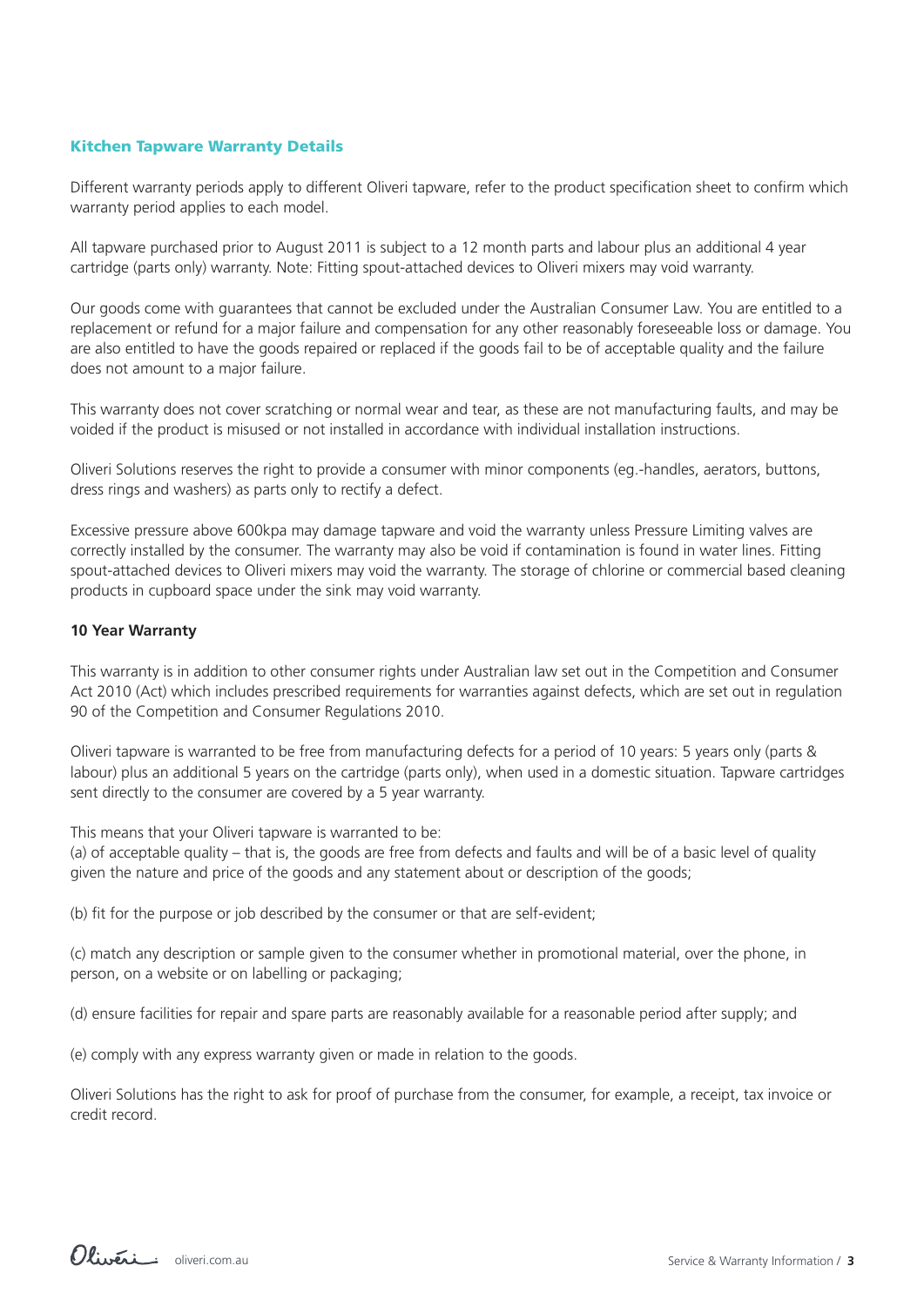## Kitchen Tapware Warranty Details

Different warranty periods apply to different Oliveri tapware, refer to the product specification sheet to confirm which warranty period applies to each model.

All tapware purchased prior to August 2011 is subject to a 12 month parts and labour plus an additional 4 year cartridge (parts only) warranty. Note: Fitting spout-attached devices to Oliveri mixers may void warranty.

Our goods come with guarantees that cannot be excluded under the Australian Consumer Law. You are entitled to a replacement or refund for a major failure and compensation for any other reasonably foreseeable loss or damage. You are also entitled to have the goods repaired or replaced if the goods fail to be of acceptable quality and the failure does not amount to a major failure.

This warranty does not cover scratching or normal wear and tear, as these are not manufacturing faults, and may be voided if the product is misused or not installed in accordance with individual installation instructions.

Oliveri Solutions reserves the right to provide a consumer with minor components (eg.-handles, aerators, buttons, dress rings and washers) as parts only to rectify a defect.

Excessive pressure above 600kpa may damage tapware and void the warranty unless Pressure Limiting valves are correctly installed by the consumer. The warranty may also be void if contamination is found in water lines. Fitting spout-attached devices to Oliveri mixers may void the warranty. The storage of chlorine or commercial based cleaning products in cupboard space under the sink may void warranty.

### 10 Year Warranty

This warranty is in addition to other consumer rights under Australian law set out in the Competition and Consumer Act 2010 (Act) which includes prescribed requirements for warranties against defects, which are set out in regulation 90 of the Competition and Consumer Regulations 2010.

Oliveri tapware is warranted to be free from manufacturing defects for a period of 10 years: 5 years only (parts & labour) plus an additional 5 years on the cartridge (parts only), when used in a domestic situation. Tapware cartridges sent directly to the consumer are covered by a 5 year warranty.

This means that your Oliveri tapware is warranted to be:

(a) of acceptable quality – that is, the goods are free from defects and faults and will be of a basic level of quality given the nature and price of the goods and any statement about or description of the goods;

(b) fit for the purpose or job described by the consumer or that are self-evident;

(c) match any description or sample given to the consumer whether in promotional material, over the phone, in person, on a website or on labelling or packaging;

(d) ensure facilities for repair and spare parts are reasonably available for a reasonable period after supply; and

(e) comply with any express warranty given or made in relation to the goods.

Oliveri Solutions has the right to ask for proof of purchase from the consumer, for example, a receipt, tax invoice or credit record.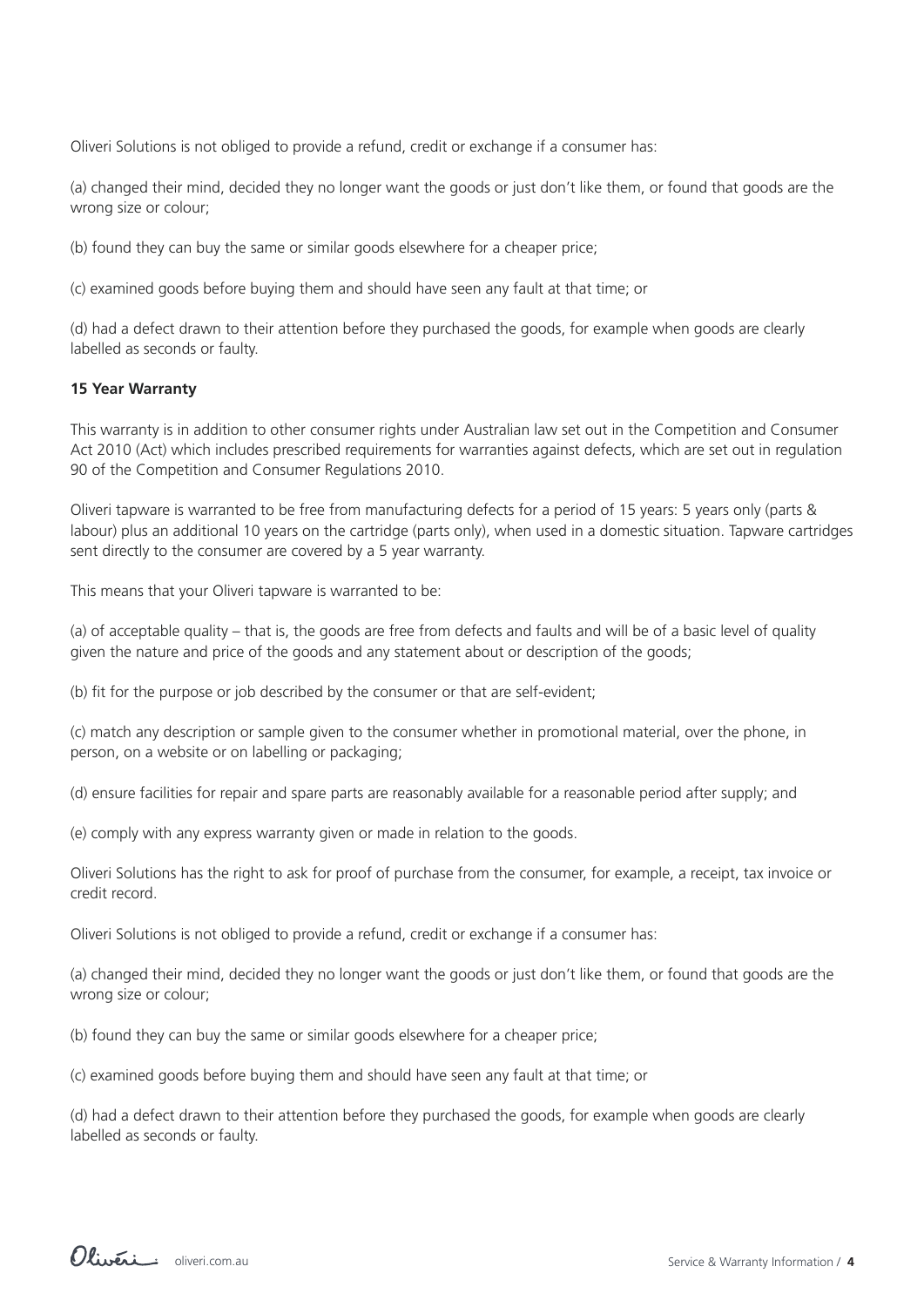Oliveri Solutions is not obliged to provide a refund, credit or exchange if a consumer has:

(a) changed their mind, decided they no longer want the goods or just don't like them, or found that goods are the wrong size or colour;

(b) found they can buy the same or similar goods elsewhere for a cheaper price;

(c) examined goods before buying them and should have seen any fault at that time; or

(d) had a defect drawn to their attention before they purchased the goods, for example when goods are clearly labelled as seconds or faulty.

**15 Year Warranty**

This warranty is in addition to other consumer rights under Australian law set out in the Competition and Consumer Act 2010 (Act) which includes prescribed requirements for warranties against defects, which are set out in regulation 90 of the Competition and Consumer Regulations 2010.

Oliveri tapware is warranted to be free from manufacturing defects for a period of 15 years: 5 years only (parts & labour) plus an additional 10 years on the cartridge (parts only), when used in a domestic situation. Tapware cartridges sent directly to the consumer are covered by a 5 year warranty.

This means that your Oliveri tapware is warranted to be:

(a) of acceptable quality – that is, the goods are free from defects and faults and will be of a basic level of quality given the nature and price of the goods and any statement about or description of the goods;

(b) fit for the purpose or job described by the consumer or that are self-evident;

(c) match any description or sample given to the consumer whether in promotional material, over the phone, in person, on a website or on labelling or packaging;

(d) ensure facilities for repair and spare parts are reasonably available for a reasonable period after supply; and

(e) comply with any express warranty given or made in relation to the goods.

Oliveri Solutions has the right to ask for proof of purchase from the consumer, for example, a receipt, tax invoice or credit record.

Oliveri Solutions is not obliged to provide a refund, credit or exchange if a consumer has:

(a) changed their mind, decided they no longer want the goods or just don't like them, or found that goods are the wrong size or colour;

(b) found they can buy the same or similar goods elsewhere for a cheaper price;

(c) examined goods before buying them and should have seen any fault at that time; or

(d) had a defect drawn to their attention before they purchased the goods, for example when goods are clearly labelled as seconds or faulty.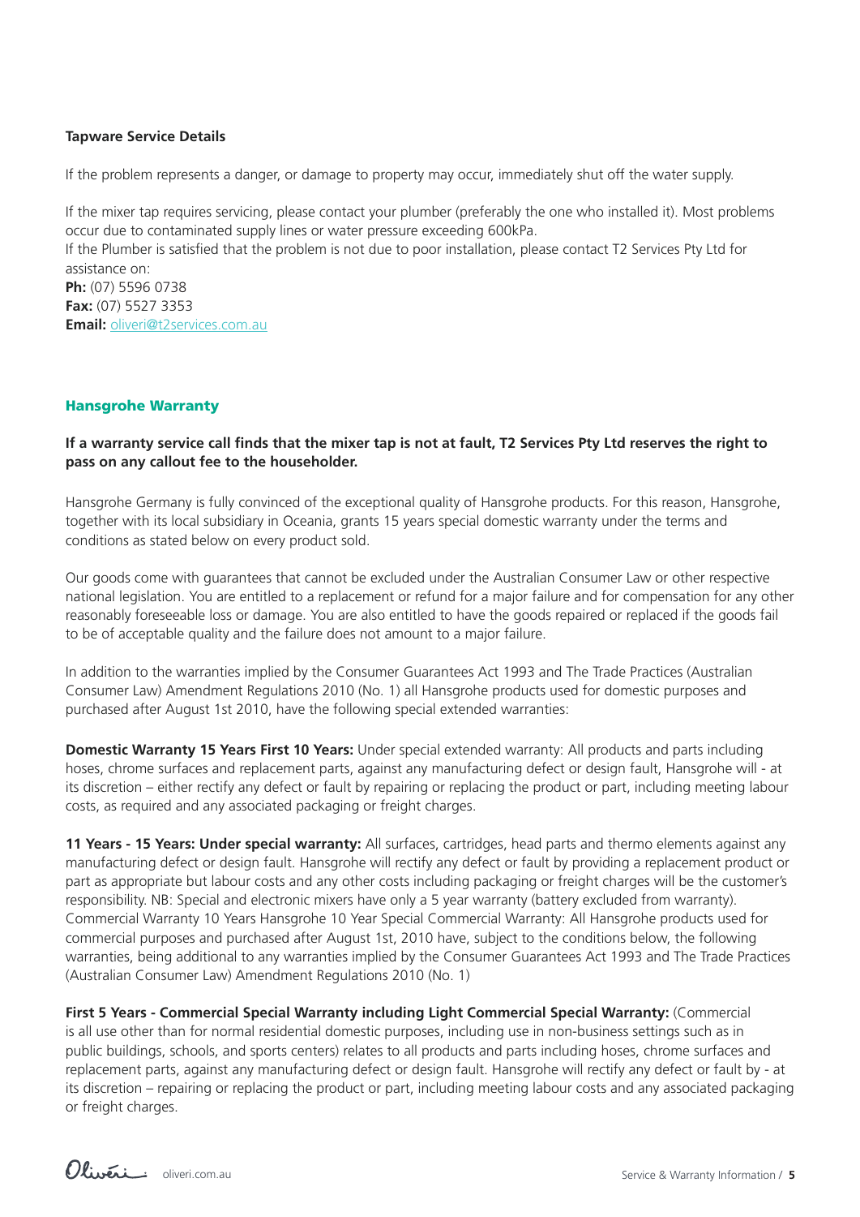**Tapware Service Details**

If the problem represents a danger, or damage to property may occur, immediately shut off the water supply.

If the mixer tap requires servicing, please contact your plumber (preferably the one who installed it). Most problems occur due to contaminated supply lines or water pressure exceeding 600kPa.
If the Plumber is satisfied that the problem is not due to poor installation, please contact T2 Services Pty Ltd for assistance on:
**Ph:** (07) 5596 0738
**Fax:** (07) 5527 3353
**Email:** oliveri@t2services.com.au

## Hansgrohe Warranty

**If a warranty service call finds that the mixer tap is not at fault, T2 Services Pty Ltd reserves the right to pass on any callout fee to the householder.**

Hansgrohe Germany is fully convinced of the exceptional quality of Hansgrohe products. For this reason, Hansgrohe, together with its local subsidiary in Oceania, grants 15 years special domestic warranty under the terms and conditions as stated below on every product sold.

Our goods come with guarantees that cannot be excluded under the Australian Consumer Law or other respective national legislation. You are entitled to a replacement or refund for a major failure and for compensation for any other reasonably foreseeable loss or damage. You are also entitled to have the goods repaired or replaced if the goods fail to be of acceptable quality and the failure does not amount to a major failure.

In addition to the warranties implied by the Consumer Guarantees Act 1993 and The Trade Practices (Australian Consumer Law) Amendment Regulations 2010 (No. 1) all Hansgrohe products used for domestic purposes and purchased after August 1st 2010, have the following special extended warranties:

**Domestic Warranty 15 Years First 10 Years:** Under special extended warranty: All products and parts including hoses, chrome surfaces and replacement parts, against any manufacturing defect or design fault, Hansgrohe will - at its discretion – either rectify any defect or fault by repairing or replacing the product or part, including meeting labour costs, as required and any associated packaging or freight charges.

**11 Years - 15 Years: Under special warranty:** All surfaces, cartridges, head parts and thermo elements against any manufacturing defect or design fault. Hansgrohe will rectify any defect or fault by providing a replacement product or part as appropriate but labour costs and any other costs including packaging or freight charges will be the customer's responsibility. NB: Special and electronic mixers have only a 5 year warranty (battery excluded from warranty). Commercial Warranty 10 Years Hansgrohe 10 Year Special Commercial Warranty: All Hansgrohe products used for commercial purposes and purchased after August 1st, 2010 have, subject to the conditions below, the following warranties, being additional to any warranties implied by the Consumer Guarantees Act 1993 and The Trade Practices (Australian Consumer Law) Amendment Regulations 2010 (No. 1)

**First 5 Years - Commercial Special Warranty including Light Commercial Special Warranty:** (Commercial is all use other than for normal residential domestic purposes, including use in non-business settings such as in public buildings, schools, and sports centers) relates to all products and parts including hoses, chrome surfaces and replacement parts, against any manufacturing defect or design fault. Hansgrohe will rectify any defect or fault by - at its discretion – repairing or replacing the product or part, including meeting labour costs and any associated packaging or freight charges.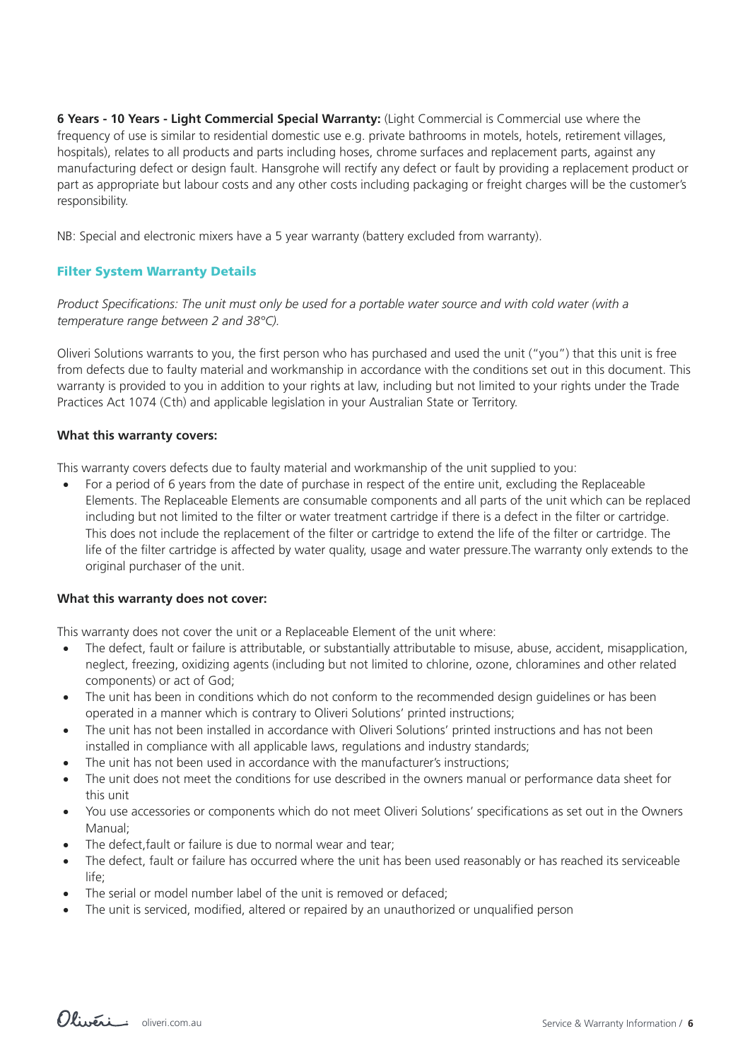**6 Years - 10 Years - Light Commercial Special Warranty:** (Light Commercial is Commercial use where the frequency of use is similar to residential domestic use e.g. private bathrooms in motels, hotels, retirement villages, hospitals), relates to all products and parts including hoses, chrome surfaces and replacement parts, against any manufacturing defect or design fault. Hansgrohe will rectify any defect or fault by providing a replacement product or part as appropriate but labour costs and any other costs including packaging or freight charges will be the customer's responsibility.

NB: Special and electronic mixers have a 5 year warranty (battery excluded from warranty).

## Filter System Warranty Details

*Product Specifications: The unit must only be used for a portable water source and with cold water (with a temperature range between 2 and 38°C).*

Oliveri Solutions warrants to you, the first person who has purchased and used the unit ("you") that this unit is free from defects due to faulty material and workmanship in accordance with the conditions set out in this document. This warranty is provided to you in addition to your rights at law, including but not limited to your rights under the Trade Practices Act 1074 (Cth) and applicable legislation in your Australian State or Territory.

**What this warranty covers:**

This warranty covers defects due to faulty material and workmanship of the unit supplied to you:

- For a period of 6 years from the date of purchase in respect of the entire unit, excluding the Replaceable Elements. The Replaceable Elements are consumable components and all parts of the unit which can be replaced including but not limited to the filter or water treatment cartridge if there is a defect in the filter or cartridge. This does not include the replacement of the filter or cartridge to extend the life of the filter or cartridge. The life of the filter cartridge is affected by water quality, usage and water pressure.The warranty only extends to the original purchaser of the unit.

**What this warranty does not cover:**

This warranty does not cover the unit or a Replaceable Element of the unit where:

- The defect, fault or failure is attributable, or substantially attributable to misuse, abuse, accident, misapplication, neglect, freezing, oxidizing agents (including but not limited to chlorine, ozone, chloramines and other related components) or act of God;
- The unit has been in conditions which do not conform to the recommended design guidelines or has been operated in a manner which is contrary to Oliveri Solutions' printed instructions;
- The unit has not been installed in accordance with Oliveri Solutions' printed instructions and has not been installed in compliance with all applicable laws, regulations and industry standards;
- The unit has not been used in accordance with the manufacturer's instructions;
- The unit does not meet the conditions for use described in the owners manual or performance data sheet for this unit
- You use accessories or components which do not meet Oliveri Solutions' specifications as set out in the Owners Manual;
- The defect,fault or failure is due to normal wear and tear;
- The defect, fault or failure has occurred where the unit has been used reasonably or has reached its serviceable life;
- The serial or model number label of the unit is removed or defaced;
- The unit is serviced, modified, altered or repaired by an unauthorized or unqualified person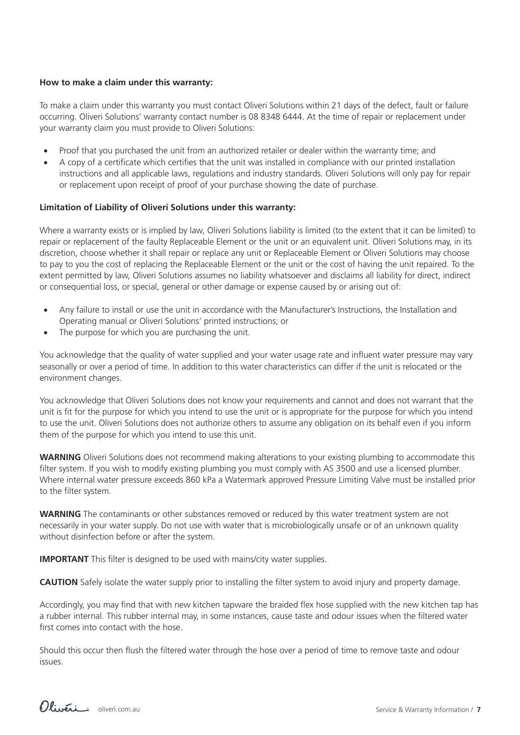**How to make a claim under this warranty:**

To make a claim under this warranty you must contact Oliveri Solutions within 21 days of the defect, fault or failure occurring. Oliveri Solutions' warranty contact number is 08 8348 6444. At the time of repair or replacement under your warranty claim you must provide to Oliveri Solutions:

- Proof that you purchased the unit from an authorized retailer or dealer within the warranty time; and
- A copy of a certificate which certifies that the unit was installed in compliance with our printed installation instructions and all applicable laws, regulations and industry standards. Oliveri Solutions will only pay for repair or replacement upon receipt of proof of your purchase showing the date of purchase.

**Limitation of Liability of Oliveri Solutions under this warranty:**

Where a warranty exists or is implied by law, Oliveri Solutions liability is limited (to the extent that it can be limited) to repair or replacement of the faulty Replaceable Element or the unit or an equivalent unit. Oliveri Solutions may, in its discretion, choose whether it shall repair or replace any unit or Replaceable Element or Oliveri Solutions may choose to pay to you the cost of replacing the Replaceable Element or the unit or the cost of having the unit repaired. To the extent permitted by law, Oliveri Solutions assumes no liability whatsoever and disclaims all liability for direct, indirect or consequential loss, or special, general or other damage or expense caused by or arising out of:

- Any failure to install or use the unit in accordance with the Manufacturer's Instructions, the Installation and Operating manual or Oliveri Solutions' printed instructions; or
- The purpose for which you are purchasing the unit.

You acknowledge that the quality of water supplied and your water usage rate and influent water pressure may vary seasonally or over a period of time. In addition to this water characteristics can differ if the unit is relocated or the environment changes.

You acknowledge that Oliveri Solutions does not know your requirements and cannot and does not warrant that the unit is fit for the purpose for which you intend to use the unit or is appropriate for the purpose for which you intend to use the unit. Oliveri Solutions does not authorize others to assume any obligation on its behalf even if you inform them of the purpose for which you intend to use this unit.

**WARNING** Oliveri Solutions does not recommend making alterations to your existing plumbing to accommodate this filter system. If you wish to modify existing plumbing you must comply with AS 3500 and use a licensed plumber. Where internal water pressure exceeds 860 kPa a Watermark approved Pressure Limiting Valve must be installed prior to the filter system.

**WARNING** The contaminants or other substances removed or reduced by this water treatment system are not necessarily in your water supply. Do not use with water that is microbiologically unsafe or of an unknown quality without disinfection before or after the system.

**IMPORTANT** This filter is designed to be used with mains/city water supplies.

**CAUTION** Safely isolate the water supply prior to installing the filter system to avoid injury and property damage.

Accordingly, you may find that with new kitchen tapware the braided flex hose supplied with the new kitchen tap has a rubber internal. This rubber internal may, in some instances, cause taste and odour issues when the filtered water first comes into contact with the hose.

Should this occur then flush the filtered water through the hose over a period of time to remove taste and odour issues.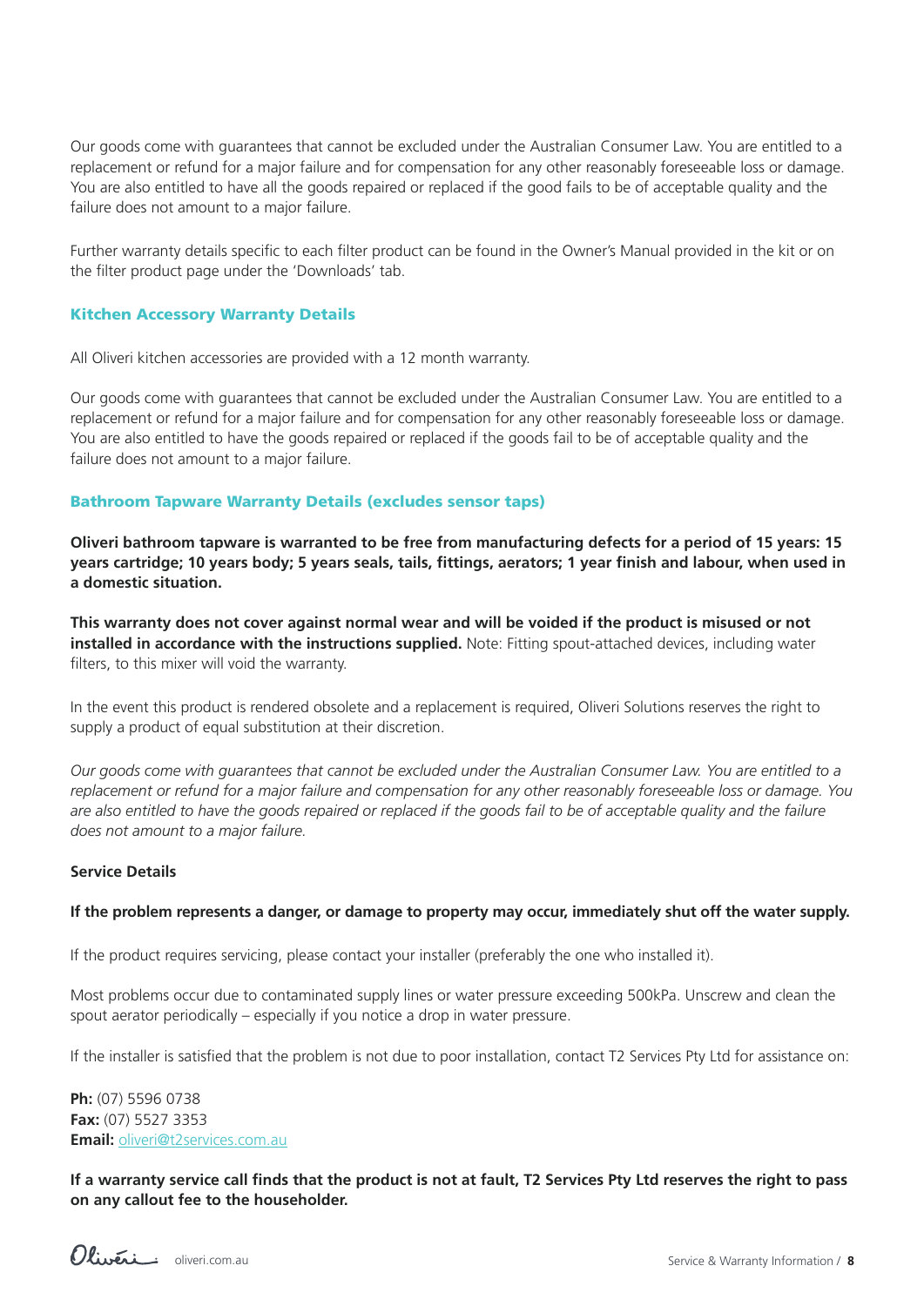Our goods come with guarantees that cannot be excluded under the Australian Consumer Law. You are entitled to a replacement or refund for a major failure and for compensation for any other reasonably foreseeable loss or damage. You are also entitled to have all the goods repaired or replaced if the good fails to be of acceptable quality and the failure does not amount to a major failure.

Further warranty details specific to each filter product can be found in the Owner's Manual provided in the kit or on the filter product page under the 'Downloads' tab.

### Kitchen Accessory Warranty Details

All Oliveri kitchen accessories are provided with a 12 month warranty.

Our goods come with guarantees that cannot be excluded under the Australian Consumer Law. You are entitled to a replacement or refund for a major failure and for compensation for any other reasonably foreseeable loss or damage. You are also entitled to have the goods repaired or replaced if the goods fail to be of acceptable quality and the failure does not amount to a major failure.

### Bathroom Tapware Warranty Details (excludes sensor taps)

**Oliveri bathroom tapware is warranted to be free from manufacturing defects for a period of 15 years: 15 years cartridge; 10 years body; 5 years seals, tails, fittings, aerators; 1 year finish and labour, when used in a domestic situation.**

**This warranty does not cover against normal wear and will be voided if the product is misused or not installed in accordance with the instructions supplied.** Note: Fitting spout-attached devices, including water filters, to this mixer will void the warranty.

In the event this product is rendered obsolete and a replacement is required, Oliveri Solutions reserves the right to supply a product of equal substitution at their discretion.

*Our goods come with guarantees that cannot be excluded under the Australian Consumer Law. You are entitled to a replacement or refund for a major failure and compensation for any other reasonably foreseeable loss or damage. You are also entitled to have the goods repaired or replaced if the goods fail to be of acceptable quality and the failure does not amount to a major failure.*

**Service Details**

**If the problem represents a danger, or damage to property may occur, immediately shut off the water supply.**

If the product requires servicing, please contact your installer (preferably the one who installed it).

Most problems occur due to contaminated supply lines or water pressure exceeding 500kPa. Unscrew and clean the spout aerator periodically – especially if you notice a drop in water pressure.

If the installer is satisfied that the problem is not due to poor installation, contact T2 Services Pty Ltd for assistance on:

**Ph:** (07) 5596 0738
**Fax:** (07) 5527 3353
**Email:** oliveri@t2services.com.au

**If a warranty service call finds that the product is not at fault, T2 Services Pty Ltd reserves the right to pass on any callout fee to the householder.**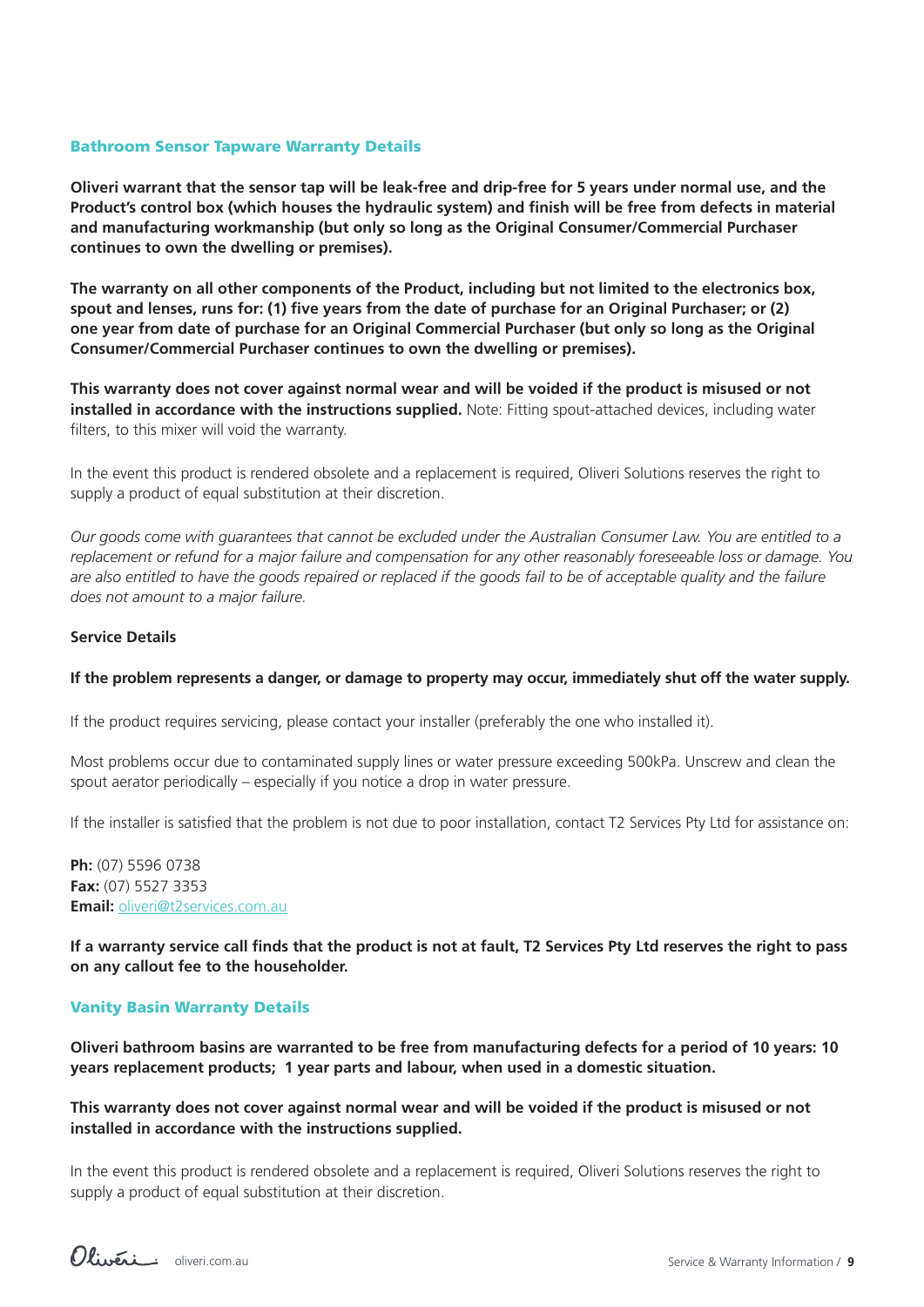## Bathroom Sensor Tapware Warranty Details

**Oliveri warrant that the sensor tap will be leak-free and drip-free for 5 years under normal use, and the Product's control box (which houses the hydraulic system) and finish will be free from defects in material and manufacturing workmanship (but only so long as the Original Consumer/Commercial Purchaser continues to own the dwelling or premises).**

**The warranty on all other components of the Product, including but not limited to the electronics box, spout and lenses, runs for: (1) five years from the date of purchase for an Original Purchaser; or (2) one year from date of purchase for an Original Commercial Purchaser (but only so long as the Original Consumer/Commercial Purchaser continues to own the dwelling or premises).**

**This warranty does not cover against normal wear and will be voided if the product is misused or not installed in accordance with the instructions supplied.** Note: Fitting spout-attached devices, including water filters, to this mixer will void the warranty.

In the event this product is rendered obsolete and a replacement is required, Oliveri Solutions reserves the right to supply a product of equal substitution at their discretion.

*Our goods come with guarantees that cannot be excluded under the Australian Consumer Law. You are entitled to a replacement or refund for a major failure and compensation for any other reasonably foreseeable loss or damage. You are also entitled to have the goods repaired or replaced if the goods fail to be of acceptable quality and the failure does not amount to a major failure.*

### Service Details

**If the problem represents a danger, or damage to property may occur, immediately shut off the water supply.**

If the product requires servicing, please contact your installer (preferably the one who installed it).

Most problems occur due to contaminated supply lines or water pressure exceeding 500kPa. Unscrew and clean the spout aerator periodically – especially if you notice a drop in water pressure.

If the installer is satisfied that the problem is not due to poor installation, contact T2 Services Pty Ltd for assistance on:

**Ph:** (07) 5596 0738
**Fax:** (07) 5527 3353
**Email:** oliveri@t2services.com.au

**If a warranty service call finds that the product is not at fault, T2 Services Pty Ltd reserves the right to pass on any callout fee to the householder.**

## Vanity Basin Warranty Details

**Oliveri bathroom basins are warranted to be free from manufacturing defects for a period of 10 years: 10 years replacement products; 1 year parts and labour, when used in a domestic situation.**

**This warranty does not cover against normal wear and will be voided if the product is misused or not installed in accordance with the instructions supplied.**

In the event this product is rendered obsolete and a replacement is required, Oliveri Solutions reserves the right to supply a product of equal substitution at their discretion.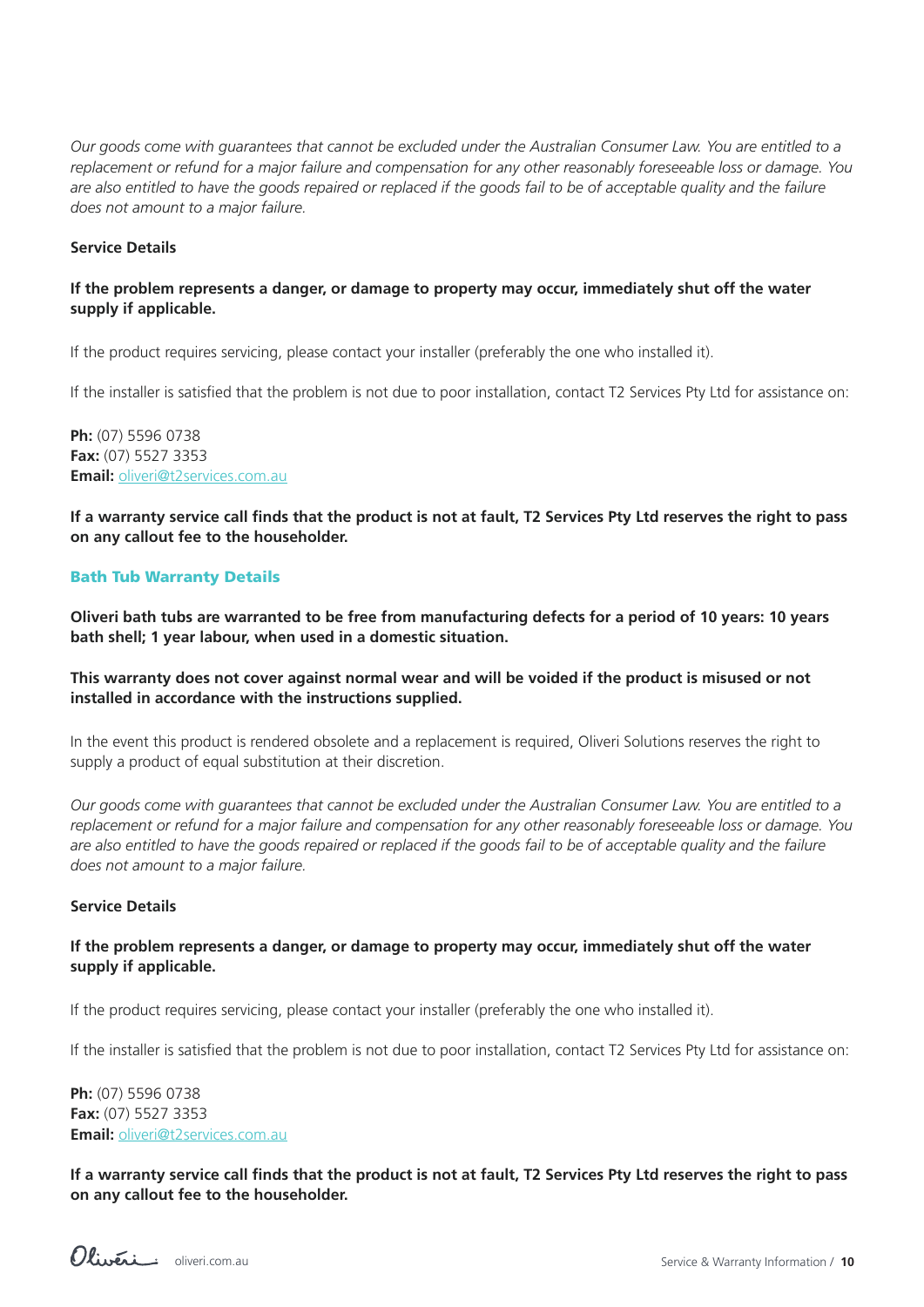*Our goods come with guarantees that cannot be excluded under the Australian Consumer Law. You are entitled to a replacement or refund for a major failure and compensation for any other reasonably foreseeable loss or damage. You are also entitled to have the goods repaired or replaced if the goods fail to be of acceptable quality and the failure does not amount to a major failure.*

**Service Details**

**If the problem represents a danger, or damage to property may occur, immediately shut off the water supply if applicable.**

If the product requires servicing, please contact your installer (preferably the one who installed it).

If the installer is satisfied that the problem is not due to poor installation, contact T2 Services Pty Ltd for assistance on:

**Ph:** (07) 5596 0738
**Fax:** (07) 5527 3353
**Email:** oliveri@t2services.com.au

**If a warranty service call finds that the product is not at fault, T2 Services Pty Ltd reserves the right to pass on any callout fee to the householder.**

## Bath Tub Warranty Details

**Oliveri bath tubs are warranted to be free from manufacturing defects for a period of 10 years: 10 years bath shell; 1 year labour, when used in a domestic situation.**

**This warranty does not cover against normal wear and will be voided if the product is misused or not installed in accordance with the instructions supplied.**

In the event this product is rendered obsolete and a replacement is required, Oliveri Solutions reserves the right to supply a product of equal substitution at their discretion.

*Our goods come with guarantees that cannot be excluded under the Australian Consumer Law. You are entitled to a replacement or refund for a major failure and compensation for any other reasonably foreseeable loss or damage. You are also entitled to have the goods repaired or replaced if the goods fail to be of acceptable quality and the failure does not amount to a major failure.*

**Service Details**

**If the problem represents a danger, or damage to property may occur, immediately shut off the water supply if applicable.**

If the product requires servicing, please contact your installer (preferably the one who installed it).

If the installer is satisfied that the problem is not due to poor installation, contact T2 Services Pty Ltd for assistance on:

**Ph:** (07) 5596 0738
**Fax:** (07) 5527 3353
**Email:** oliveri@t2services.com.au

**If a warranty service call finds that the product is not at fault, T2 Services Pty Ltd reserves the right to pass on any callout fee to the householder.**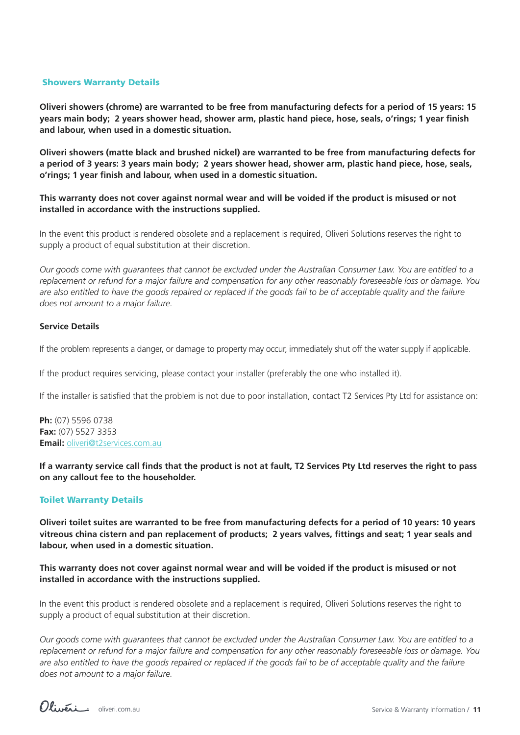## Showers Warranty Details

**Oliveri showers (chrome) are warranted to be free from manufacturing defects for a period of 15 years: 15 years main body; 2 years shower head, shower arm, plastic hand piece, hose, seals, o'rings; 1 year finish and labour, when used in a domestic situation.**

**Oliveri showers (matte black and brushed nickel) are warranted to be free from manufacturing defects for a period of 3 years: 3 years main body; 2 years shower head, shower arm, plastic hand piece, hose, seals, o'rings; 1 year finish and labour, when used in a domestic situation.**

**This warranty does not cover against normal wear and will be voided if the product is misused or not installed in accordance with the instructions supplied.**

In the event this product is rendered obsolete and a replacement is required, Oliveri Solutions reserves the right to supply a product of equal substitution at their discretion.

*Our goods come with guarantees that cannot be excluded under the Australian Consumer Law. You are entitled to a replacement or refund for a major failure and compensation for any other reasonably foreseeable loss or damage. You are also entitled to have the goods repaired or replaced if the goods fail to be of acceptable quality and the failure does not amount to a major failure.*

### Service Details

If the problem represents a danger, or damage to property may occur, immediately shut off the water supply if applicable.

If the product requires servicing, please contact your installer (preferably the one who installed it).

If the installer is satisfied that the problem is not due to poor installation, contact T2 Services Pty Ltd for assistance on:

**Ph:** (07) 5596 0738
**Fax:** (07) 5527 3353
**Email:** oliveri@t2services.com.au

**If a warranty service call finds that the product is not at fault, T2 Services Pty Ltd reserves the right to pass on any callout fee to the householder.**

## Toilet Warranty Details

**Oliveri toilet suites are warranted to be free from manufacturing defects for a period of 10 years: 10 years vitreous china cistern and pan replacement of products; 2 years valves, fittings and seat; 1 year seals and labour, when used in a domestic situation.**

**This warranty does not cover against normal wear and will be voided if the product is misused or not installed in accordance with the instructions supplied.**

In the event this product is rendered obsolete and a replacement is required, Oliveri Solutions reserves the right to supply a product of equal substitution at their discretion.

*Our goods come with guarantees that cannot be excluded under the Australian Consumer Law. You are entitled to a replacement or refund for a major failure and compensation for any other reasonably foreseeable loss or damage. You are also entitled to have the goods repaired or replaced if the goods fail to be of acceptable quality and the failure does not amount to a major failure.*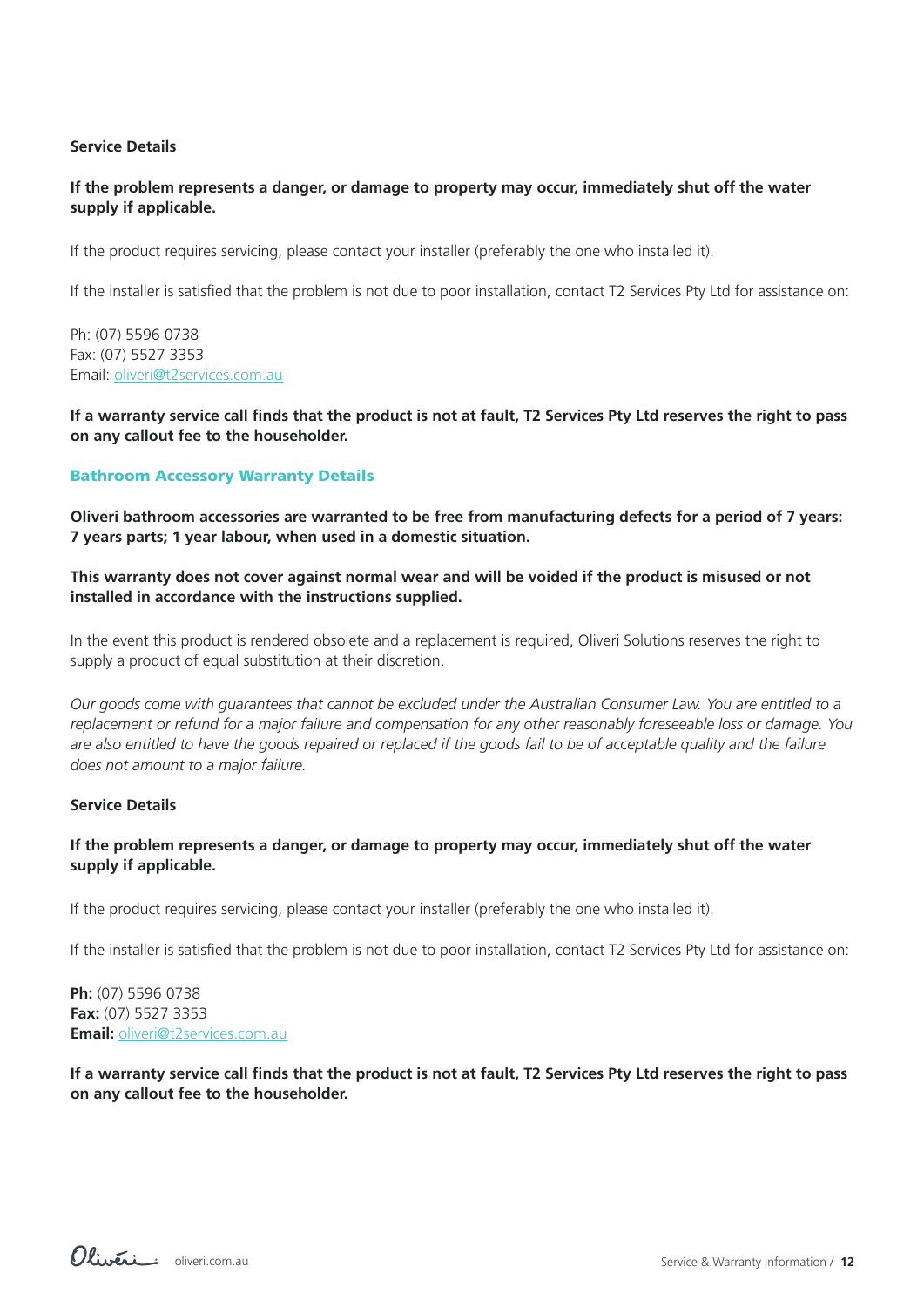**Service Details**

**If the problem represents a danger, or damage to property may occur, immediately shut off the water supply if applicable.**

If the product requires servicing, please contact your installer (preferably the one who installed it).

If the installer is satisfied that the problem is not due to poor installation, contact T2 Services Pty Ltd for assistance on:

Ph: (07) 5596 0738
Fax: (07) 5527 3353
Email: oliveri@t2services.com.au

**If a warranty service call finds that the product is not at fault, T2 Services Pty Ltd reserves the right to pass on any callout fee to the householder.**

## Bathroom Accessory Warranty Details

**Oliveri bathroom accessories are warranted to be free from manufacturing defects for a period of 7 years: 7 years parts; 1 year labour, when used in a domestic situation.**

**This warranty does not cover against normal wear and will be voided if the product is misused or not installed in accordance with the instructions supplied.**

In the event this product is rendered obsolete and a replacement is required, Oliveri Solutions reserves the right to supply a product of equal substitution at their discretion.

*Our goods come with guarantees that cannot be excluded under the Australian Consumer Law. You are entitled to a replacement or refund for a major failure and compensation for any other reasonably foreseeable loss or damage. You are also entitled to have the goods repaired or replaced if the goods fail to be of acceptable quality and the failure does not amount to a major failure.*

**Service Details**

**If the problem represents a danger, or damage to property may occur, immediately shut off the water supply if applicable.**

If the product requires servicing, please contact your installer (preferably the one who installed it).

If the installer is satisfied that the problem is not due to poor installation, contact T2 Services Pty Ltd for assistance on:

**Ph:** (07) 5596 0738
**Fax:** (07) 5527 3353
**Email:** oliveri@t2services.com.au

**If a warranty service call finds that the product is not at fault, T2 Services Pty Ltd reserves the right to pass on any callout fee to the householder.**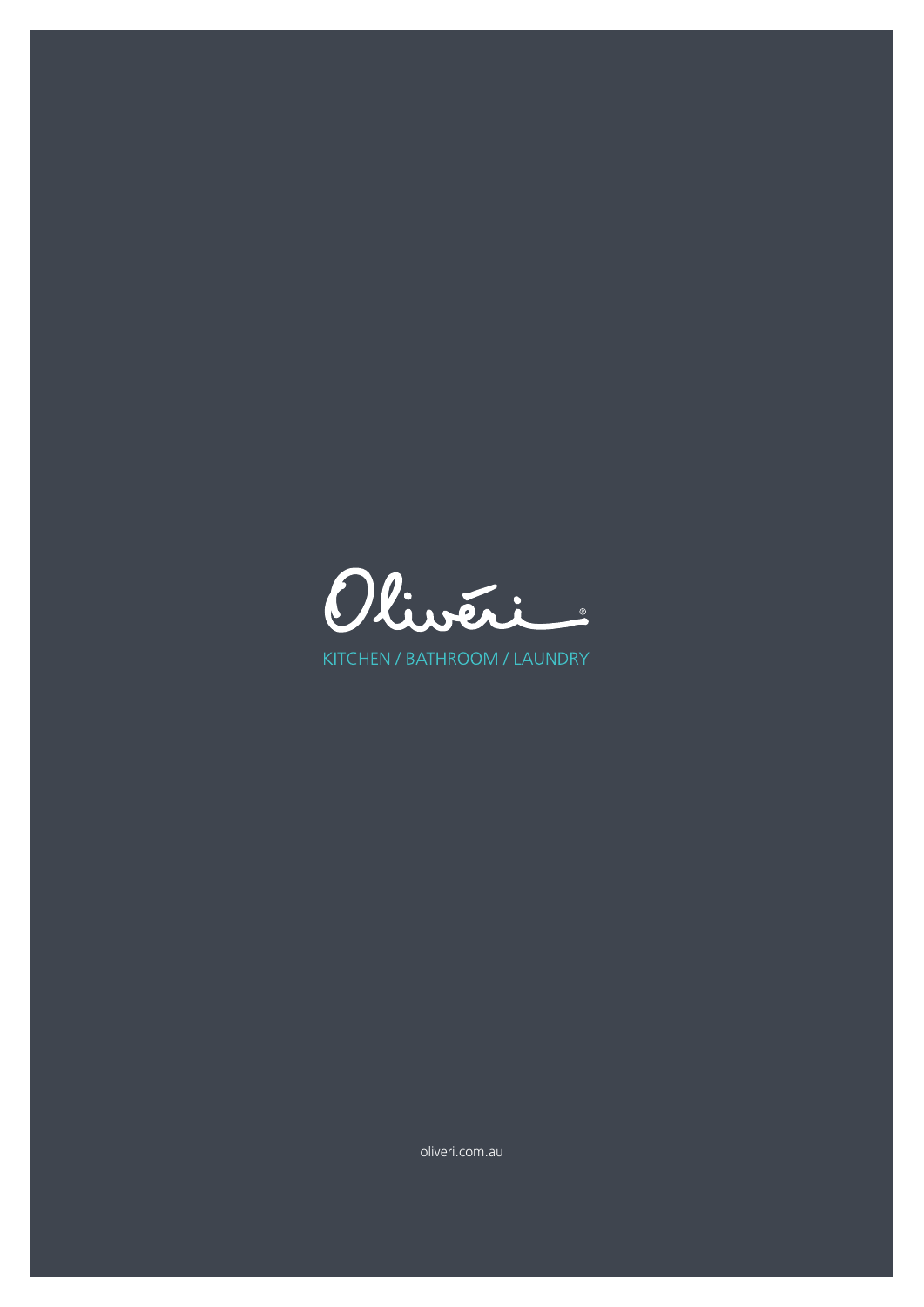Oliveri®

KITCHEN / BATHROOM / LAUNDRY

oliveri.com.au